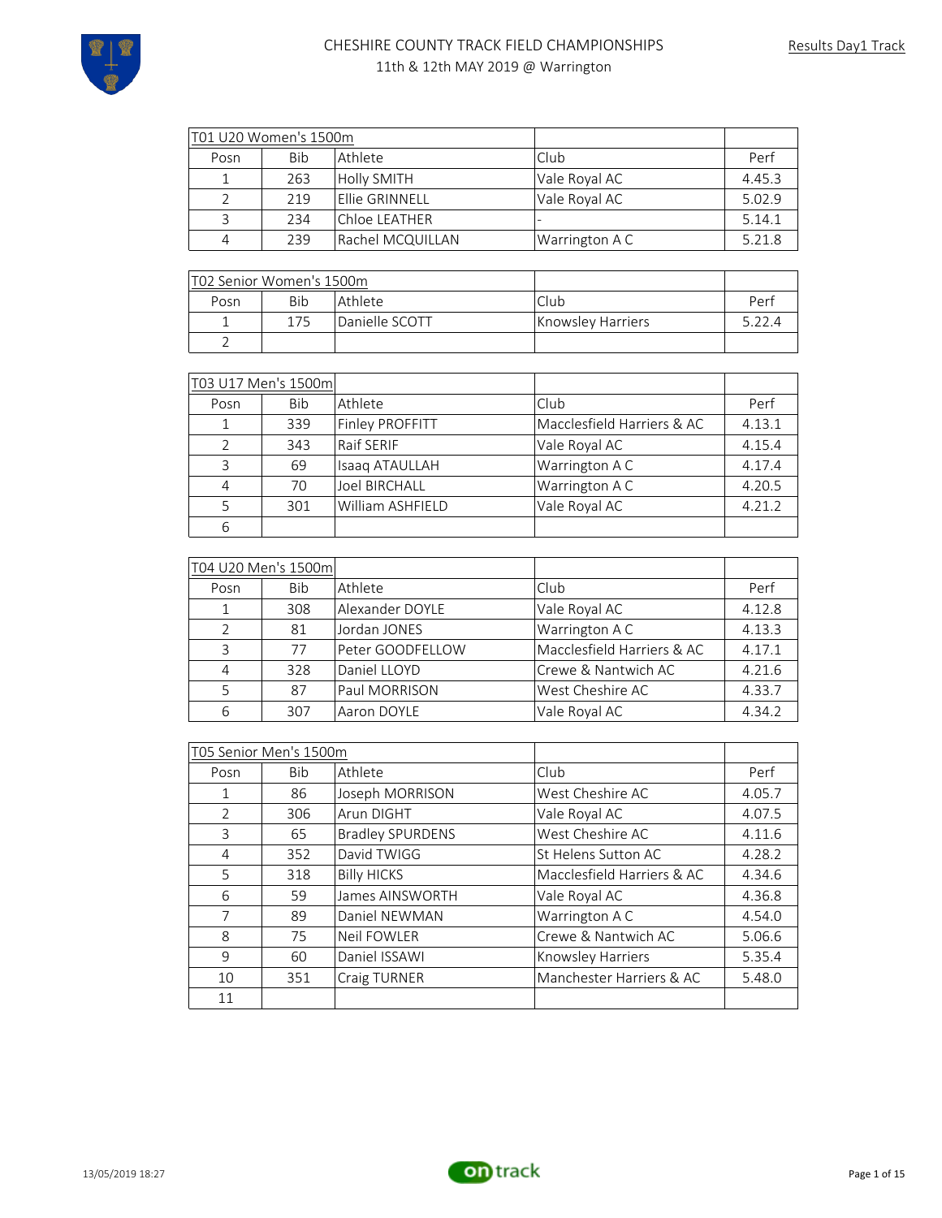# CHESHIRE COUNTY TRACK FIELD CHAMPIONSHIPS

11th & 12th MAY 2019 @ Warrington

Results Day1 Track

| T01 U20 Women's 1500m | | | | |
|---|---|---|---|---|
| Posn | Bib | Athlete | Club | Perf |
| 1 | 263 | Holly SMITH | Vale Royal AC | 4.45.3 |
| 2 | 219 | Ellie GRINNELL | Vale Royal AC | 5.02.9 |
| 3 | 234 | Chloe LEATHER | - | 5.14.1 |
| 4 | 239 | Rachel MCQUILLAN | Warrington A C | 5.21.8 |

| T02 Senior Women's 1500m | | | | |
|---|---|---|---|---|
| Posn | Bib | Athlete | Club | Perf |
| 1 | 175 | Danielle SCOTT | Knowsley Harriers | 5.22.4 |
| 2 | | | | |

| T03 U17 Men's 1500m | | | | |
|---|---|---|---|---|
| Posn | Bib | Athlete | Club | Perf |
| 1 | 339 | Finley PROFFITT | Macclesfield Harriers & AC | 4.13.1 |
| 2 | 343 | Raif SERIF | Vale Royal AC | 4.15.4 |
| 3 | 69 | Isaaq ATAULLAH | Warrington A C | 4.17.4 |
| 4 | 70 | Joel BIRCHALL | Warrington A C | 4.20.5 |
| 5 | 301 | William ASHFIELD | Vale Royal AC | 4.21.2 |
| 6 | | | | |

| T04 U20 Men's 1500m | | | | |
|---|---|---|---|---|
| Posn | Bib | Athlete | Club | Perf |
| 1 | 308 | Alexander DOYLE | Vale Royal AC | 4.12.8 |
| 2 | 81 | Jordan JONES | Warrington A C | 4.13.3 |
| 3 | 77 | Peter GOODFELLOW | Macclesfield Harriers & AC | 4.17.1 |
| 4 | 328 | Daniel LLOYD | Crewe & Nantwich AC | 4.21.6 |
| 5 | 87 | Paul MORRISON | West Cheshire AC | 4.33.7 |
| 6 | 307 | Aaron DOYLE | Vale Royal AC | 4.34.2 |

| T05 Senior Men's 1500m | | | | |
|---|---|---|---|---|
| Posn | Bib | Athlete | Club | Perf |
| 1 | 86 | Joseph MORRISON | West Cheshire AC | 4.05.7 |
| 2 | 306 | Arun DIGHT | Vale Royal AC | 4.07.5 |
| 3 | 65 | Bradley SPURDENS | West Cheshire AC | 4.11.6 |
| 4 | 352 | David TWIGG | St Helens Sutton AC | 4.28.2 |
| 5 | 318 | Billy HICKS | Macclesfield Harriers & AC | 4.34.6 |
| 6 | 59 | James AINSWORTH | Vale Royal AC | 4.36.8 |
| 7 | 89 | Daniel NEWMAN | Warrington A C | 4.54.0 |
| 8 | 75 | Neil FOWLER | Crewe & Nantwich AC | 5.06.6 |
| 9 | 60 | Daniel ISSAWI | Knowsley Harriers | 5.35.4 |
| 10 | 351 | Craig TURNER | Manchester Harriers & AC | 5.48.0 |
| 11 | | | | |

13/05/2019 18:27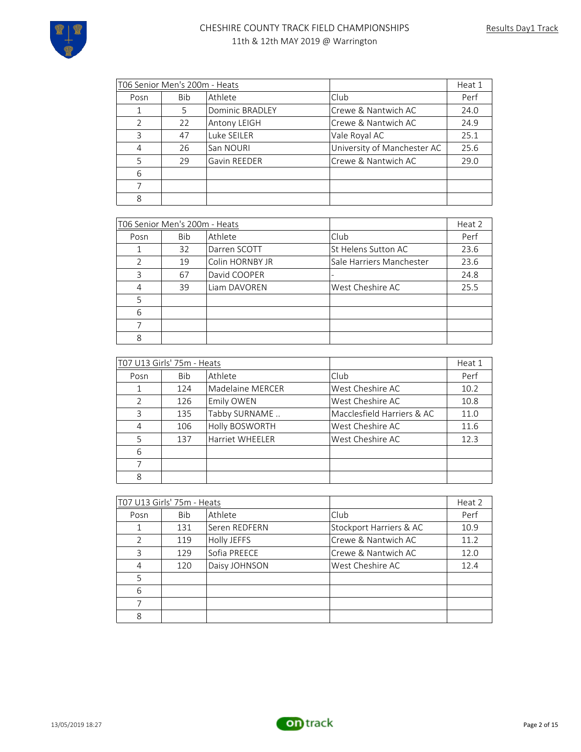# CHESHIRE COUNTY TRACK FIELD CHAMPIONSHIPS

11th & 12th MAY 2019 @ Warrington

Results Day1 Track

| T06 Senior Men's 200m - Heats | | | | Heat 1 |
|---|---|---|---|---|
| Posn | Bib | Athlete | Club | Perf |
| 1 | 5 | Dominic BRADLEY | Crewe & Nantwich AC | 24.0 |
| 2 | 22 | Antony LEIGH | Crewe & Nantwich AC | 24.9 |
| 3 | 47 | Luke SEILER | Vale Royal AC | 25.1 |
| 4 | 26 | San NOURI | University of Manchester AC | 25.6 |
| 5 | 29 | Gavin REEDER | Crewe & Nantwich AC | 29.0 |
| 6 | | | | |
| 7 | | | | |
| 8 | | | | |

| T06 Senior Men's 200m - Heats | | | | Heat 2 |
|---|---|---|---|---|
| Posn | Bib | Athlete | Club | Perf |
| 1 | 32 | Darren SCOTT | St Helens Sutton AC | 23.6 |
| 2 | 19 | Colin HORNBY JR | Sale Harriers Manchester | 23.6 |
| 3 | 67 | David COOPER | - | 24.8 |
| 4 | 39 | Liam DAVOREN | West Cheshire AC | 25.5 |
| 5 | | | | |
| 6 | | | | |
| 7 | | | | |
| 8 | | | | |

| T07 U13 Girls' 75m - Heats | | | | Heat 1 |
|---|---|---|---|---|
| Posn | Bib | Athlete | Club | Perf |
| 1 | 124 | Madelaine MERCER | West Cheshire AC | 10.2 |
| 2 | 126 | Emily OWEN | West Cheshire AC | 10.8 |
| 3 | 135 | Tabby SURNAME .. | Macclesfield Harriers & AC | 11.0 |
| 4 | 106 | Holly BOSWORTH | West Cheshire AC | 11.6 |
| 5 | 137 | Harriet WHEELER | West Cheshire AC | 12.3 |
| 6 | | | | |
| 7 | | | | |
| 8 | | | | |

| T07 U13 Girls' 75m - Heats | | | | Heat 2 |
|---|---|---|---|---|
| Posn | Bib | Athlete | Club | Perf |
| 1 | 131 | Seren REDFERN | Stockport Harriers & AC | 10.9 |
| 2 | 119 | Holly JEFFS | Crewe & Nantwich AC | 11.2 |
| 3 | 129 | Sofia PREECE | Crewe & Nantwich AC | 12.0 |
| 4 | 120 | Daisy JOHNSON | West Cheshire AC | 12.4 |
| 5 | | | | |
| 6 | | | | |
| 7 | | | | |
| 8 | | | | |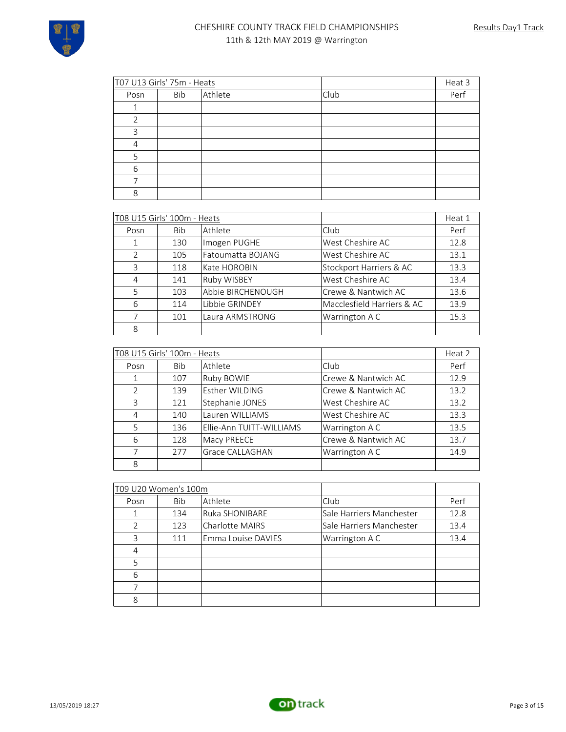| T07 U13 Girls' 75m - Heats | | | | Heat 3 |
|---|---|---|---|---|
| Posn | Bib | Athlete | Club | Perf |
| 1 | | | | |
| 2 | | | | |
| 3 | | | | |
| 4 | | | | |
| 5 | | | | |
| 6 | | | | |
| 7 | | | | |
| 8 | | | | |

| T08 U15 Girls' 100m - Heats | | | | Heat 1 |
|---|---|---|---|---|
| Posn | Bib | Athlete | Club | Perf |
| 1 | 130 | Imogen PUGHE | West Cheshire AC | 12.8 |
| 2 | 105 | Fatoumatta BOJANG | West Cheshire AC | 13.1 |
| 3 | 118 | Kate HOROBIN | Stockport Harriers & AC | 13.3 |
| 4 | 141 | Ruby WISBEY | West Cheshire AC | 13.4 |
| 5 | 103 | Abbie BIRCHENOUGH | Crewe & Nantwich AC | 13.6 |
| 6 | 114 | Libbie GRINDEY | Macclesfield Harriers & AC | 13.9 |
| 7 | 101 | Laura ARMSTRONG | Warrington A C | 15.3 |
| 8 | | | | |

| T08 U15 Girls' 100m - Heats | | | | Heat 2 |
|---|---|---|---|---|
| Posn | Bib | Athlete | Club | Perf |
| 1 | 107 | Ruby BOWIE | Crewe & Nantwich AC | 12.9 |
| 2 | 139 | Esther WILDING | Crewe & Nantwich AC | 13.2 |
| 3 | 121 | Stephanie JONES | West Cheshire AC | 13.2 |
| 4 | 140 | Lauren WILLIAMS | West Cheshire AC | 13.3 |
| 5 | 136 | Ellie-Ann TUITT-WILLIAMS | Warrington A C | 13.5 |
| 6 | 128 | Macy PREECE | Crewe & Nantwich AC | 13.7 |
| 7 | 277 | Grace CALLAGHAN | Warrington A C | 14.9 |
| 8 | | | | |

| T09 U20 Women's 100m | | | | |
|---|---|---|---|---|
| Posn | Bib | Athlete | Club | Perf |
| 1 | 134 | Ruka SHONIBARE | Sale Harriers Manchester | 12.8 |
| 2 | 123 | Charlotte MAIRS | Sale Harriers Manchester | 13.4 |
| 3 | 111 | Emma Louise DAVIES | Warrington A C | 13.4 |
| 4 | | | | |
| 5 | | | | |
| 6 | | | | |
| 7 | | | | |
| 8 | | | | |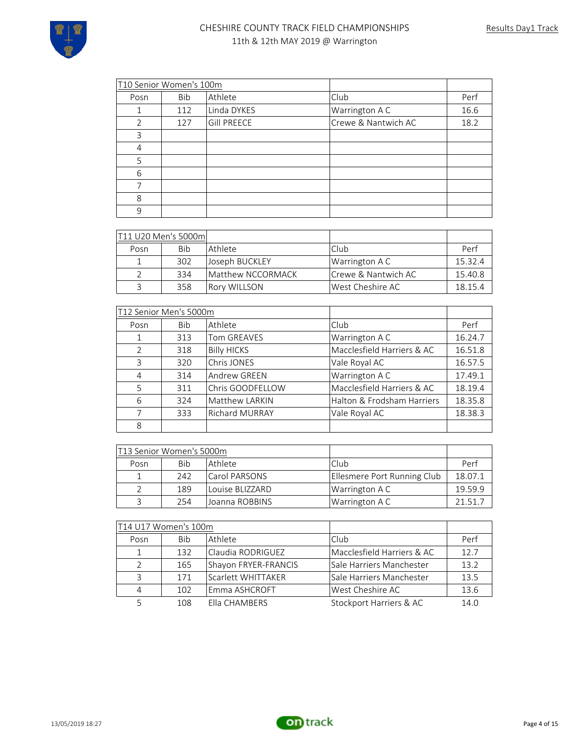# CHESHIRE COUNTY TRACK FIELD CHAMPIONSHIPS

11th & 12th MAY 2019 @ Warrington

Results Day1 Track

| T10 Senior Women's 100m | | | | |
|---|---|---|---|---|
| Posn | Bib | Athlete | Club | Perf |
| 1 | 112 | Linda DYKES | Warrington A C | 16.6 |
| 2 | 127 | Gill PREECE | Crewe & Nantwich AC | 18.2 |
| 3 | | | | |
| 4 | | | | |
| 5 | | | | |
| 6 | | | | |
| 7 | | | | |
| 8 | | | | |
| 9 | | | | |

| T11 U20 Men's 5000m | | | | |
|---|---|---|---|---|
| Posn | Bib | Athlete | Club | Perf |
| 1 | 302 | Joseph BUCKLEY | Warrington A C | 15.32.4 |
| 2 | 334 | Matthew NCCORMACK | Crewe & Nantwich AC | 15.40.8 |
| 3 | 358 | Rory WILLSON | West Cheshire AC | 18.15.4 |

| T12 Senior Men's 5000m | | | | |
|---|---|---|---|---|
| Posn | Bib | Athlete | Club | Perf |
| 1 | 313 | Tom GREAVES | Warrington A C | 16.24.7 |
| 2 | 318 | Billy HICKS | Macclesfield Harriers & AC | 16.51.8 |
| 3 | 320 | Chris JONES | Vale Royal AC | 16.57.5 |
| 4 | 314 | Andrew GREEN | Warrington A C | 17.49.1 |
| 5 | 311 | Chris GOODFELLOW | Macclesfield Harriers & AC | 18.19.4 |
| 6 | 324 | Matthew LARKIN | Halton & Frodsham Harriers | 18.35.8 |
| 7 | 333 | Richard MURRAY | Vale Royal AC | 18.38.3 |
| 8 | | | | |

| T13 Senior Women's 5000m | | | | |
|---|---|---|---|---|
| Posn | Bib | Athlete | Club | Perf |
| 1 | 242 | Carol PARSONS | Ellesmere Port Running Club | 18.07.1 |
| 2 | 189 | Louise BLIZZARD | Warrington A C | 19.59.9 |
| 3 | 254 | Joanna ROBBINS | Warrington A C | 21.51.7 |

| T14 U17 Women's 100m | | | | |
|---|---|---|---|---|
| Posn | Bib | Athlete | Club | Perf |
| 1 | 132 | Claudia RODRIGUEZ | Macclesfield Harriers & AC | 12.7 |
| 2 | 165 | Shayon FRYER-FRANCIS | Sale Harriers Manchester | 13.2 |
| 3 | 171 | Scarlett WHITTAKER | Sale Harriers Manchester | 13.5 |
| 4 | 102 | Emma ASHCROFT | West Cheshire AC | 13.6 |
| 5 | 108 | Ella CHAMBERS | Stockport Harriers & AC | 14.0 |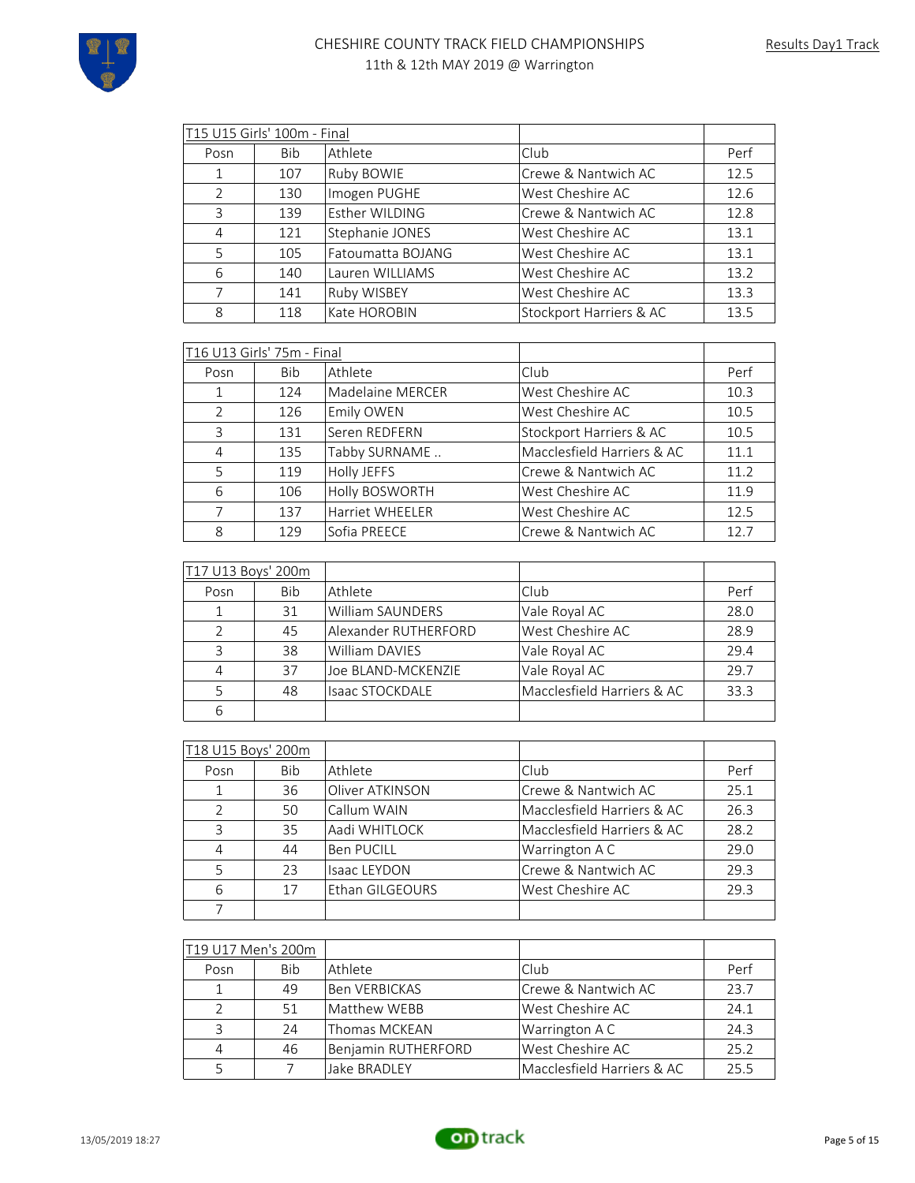# CHESHIRE COUNTY TRACK FIELD CHAMPIONSHIPS

11th & 12th MAY 2019 @ Warrington

Results Day1 Track

| T15 U15 Girls' 100m - Final | | | | |
|---|---|---|---|---|
| Posn | Bib | Athlete | Club | Perf |
| 1 | 107 | Ruby BOWIE | Crewe & Nantwich AC | 12.5 |
| 2 | 130 | Imogen PUGHE | West Cheshire AC | 12.6 |
| 3 | 139 | Esther WILDING | Crewe & Nantwich AC | 12.8 |
| 4 | 121 | Stephanie JONES | West Cheshire AC | 13.1 |
| 5 | 105 | Fatoumatta BOJANG | West Cheshire AC | 13.1 |
| 6 | 140 | Lauren WILLIAMS | West Cheshire AC | 13.2 |
| 7 | 141 | Ruby WISBEY | West Cheshire AC | 13.3 |
| 8 | 118 | Kate HOROBIN | Stockport Harriers & AC | 13.5 |

| T16 U13 Girls' 75m - Final | | | | |
|---|---|---|---|---|
| Posn | Bib | Athlete | Club | Perf |
| 1 | 124 | Madelaine MERCER | West Cheshire AC | 10.3 |
| 2 | 126 | Emily OWEN | West Cheshire AC | 10.5 |
| 3 | 131 | Seren REDFERN | Stockport Harriers & AC | 10.5 |
| 4 | 135 | Tabby SURNAME .. | Macclesfield Harriers & AC | 11.1 |
| 5 | 119 | Holly JEFFS | Crewe & Nantwich AC | 11.2 |
| 6 | 106 | Holly BOSWORTH | West Cheshire AC | 11.9 |
| 7 | 137 | Harriet WHEELER | West Cheshire AC | 12.5 |
| 8 | 129 | Sofia PREECE | Crewe & Nantwich AC | 12.7 |

| T17 U13 Boys' 200m | | | | |
|---|---|---|---|---|
| Posn | Bib | Athlete | Club | Perf |
| 1 | 31 | William SAUNDERS | Vale Royal AC | 28.0 |
| 2 | 45 | Alexander RUTHERFORD | West Cheshire AC | 28.9 |
| 3 | 38 | William DAVIES | Vale Royal AC | 29.4 |
| 4 | 37 | Joe BLAND-MCKENZIE | Vale Royal AC | 29.7 |
| 5 | 48 | Isaac STOCKDALE | Macclesfield Harriers & AC | 33.3 |
| 6 | | | | |

| T18 U15 Boys' 200m | | | | |
|---|---|---|---|---|
| Posn | Bib | Athlete | Club | Perf |
| 1 | 36 | Oliver ATKINSON | Crewe & Nantwich AC | 25.1 |
| 2 | 50 | Callum WAIN | Macclesfield Harriers & AC | 26.3 |
| 3 | 35 | Aadi WHITLOCK | Macclesfield Harriers & AC | 28.2 |
| 4 | 44 | Ben PUCILL | Warrington A C | 29.0 |
| 5 | 23 | Isaac LEYDON | Crewe & Nantwich AC | 29.3 |
| 6 | 17 | Ethan GILGEOURS | West Cheshire AC | 29.3 |
| 7 | | | | |

| T19 U17 Men's 200m | | | | |
|---|---|---|---|---|
| Posn | Bib | Athlete | Club | Perf |
| 1 | 49 | Ben VERBICKAS | Crewe & Nantwich AC | 23.7 |
| 2 | 51 | Matthew WEBB | West Cheshire AC | 24.1 |
| 3 | 24 | Thomas MCKEAN | Warrington A C | 24.3 |
| 4 | 46 | Benjamin RUTHERFORD | West Cheshire AC | 25.2 |
| 5 | 7 | Jake BRADLEY | Macclesfield Harriers & AC | 25.5 |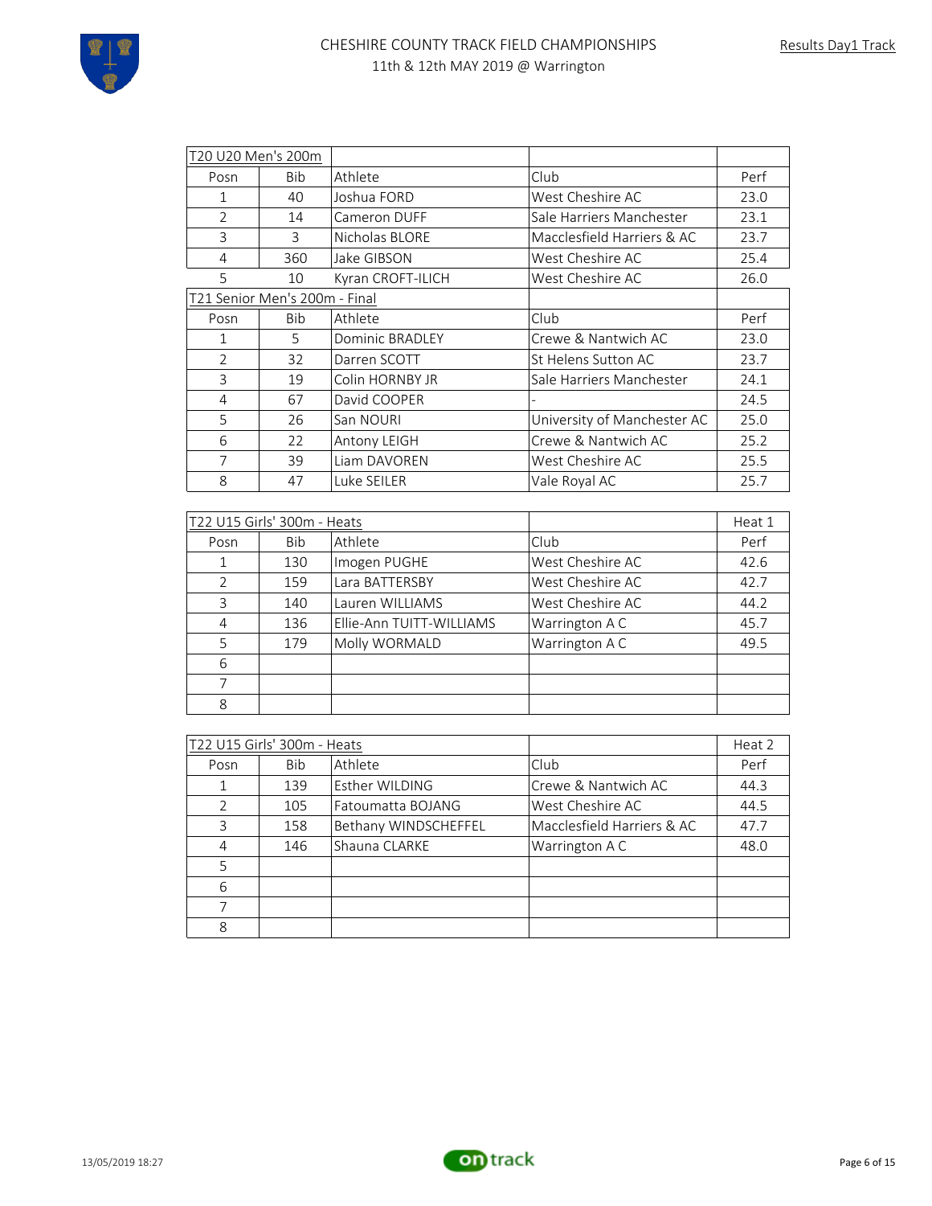CHESHIRE COUNTY TRACK FIELD CHAMPIONSHIPS

11th & 12th MAY 2019 @ Warrington

Results Day1 Track

| T20 U20 Men's 200m | | | | |
|---|---|---|---|---|
| Posn | Bib | Athlete | Club | Perf |
| 1 | 40 | Joshua FORD | West Cheshire AC | 23.0 |
| 2 | 14 | Cameron DUFF | Sale Harriers Manchester | 23.1 |
| 3 | 3 | Nicholas BLORE | Macclesfield Harriers & AC | 23.7 |
| 4 | 360 | Jake GIBSON | West Cheshire AC | 25.4 |
| 5 | 10 | Kyran CROFT-ILICH | West Cheshire AC | 26.0 |

| T21 Senior Men's 200m - Final | | | | |
|---|---|---|---|---|
| Posn | Bib | Athlete | Club | Perf |
| 1 | 5 | Dominic BRADLEY | Crewe & Nantwich AC | 23.0 |
| 2 | 32 | Darren SCOTT | St Helens Sutton AC | 23.7 |
| 3 | 19 | Colin HORNBY JR | Sale Harriers Manchester | 24.1 |
| 4 | 67 | David COOPER | - | 24.5 |
| 5 | 26 | San NOURI | University of Manchester AC | 25.0 |
| 6 | 22 | Antony LEIGH | Crewe & Nantwich AC | 25.2 |
| 7 | 39 | Liam DAVOREN | West Cheshire AC | 25.5 |
| 8 | 47 | Luke SEILER | Vale Royal AC | 25.7 |

| T22 U15 Girls' 300m - Heats | | | | Heat 1 |
|---|---|---|---|---|
| Posn | Bib | Athlete | Club | Perf |
| 1 | 130 | Imogen PUGHE | West Cheshire AC | 42.6 |
| 2 | 159 | Lara BATTERSBY | West Cheshire AC | 42.7 |
| 3 | 140 | Lauren WILLIAMS | West Cheshire AC | 44.2 |
| 4 | 136 | Ellie-Ann TUITT-WILLIAMS | Warrington A C | 45.7 |
| 5 | 179 | Molly WORMALD | Warrington A C | 49.5 |
| 6 | | | | |
| 7 | | | | |
| 8 | | | | |

| T22 U15 Girls' 300m - Heats | | | | Heat 2 |
|---|---|---|---|---|
| Posn | Bib | Athlete | Club | Perf |
| 1 | 139 | Esther WILDING | Crewe & Nantwich AC | 44.3 |
| 2 | 105 | Fatoumatta BOJANG | West Cheshire AC | 44.5 |
| 3 | 158 | Bethany WINDSCHEFFEL | Macclesfield Harriers & AC | 47.7 |
| 4 | 146 | Shauna CLARKE | Warrington A C | 48.0 |
| 5 | | | | |
| 6 | | | | |
| 7 | | | | |
| 8 | | | | |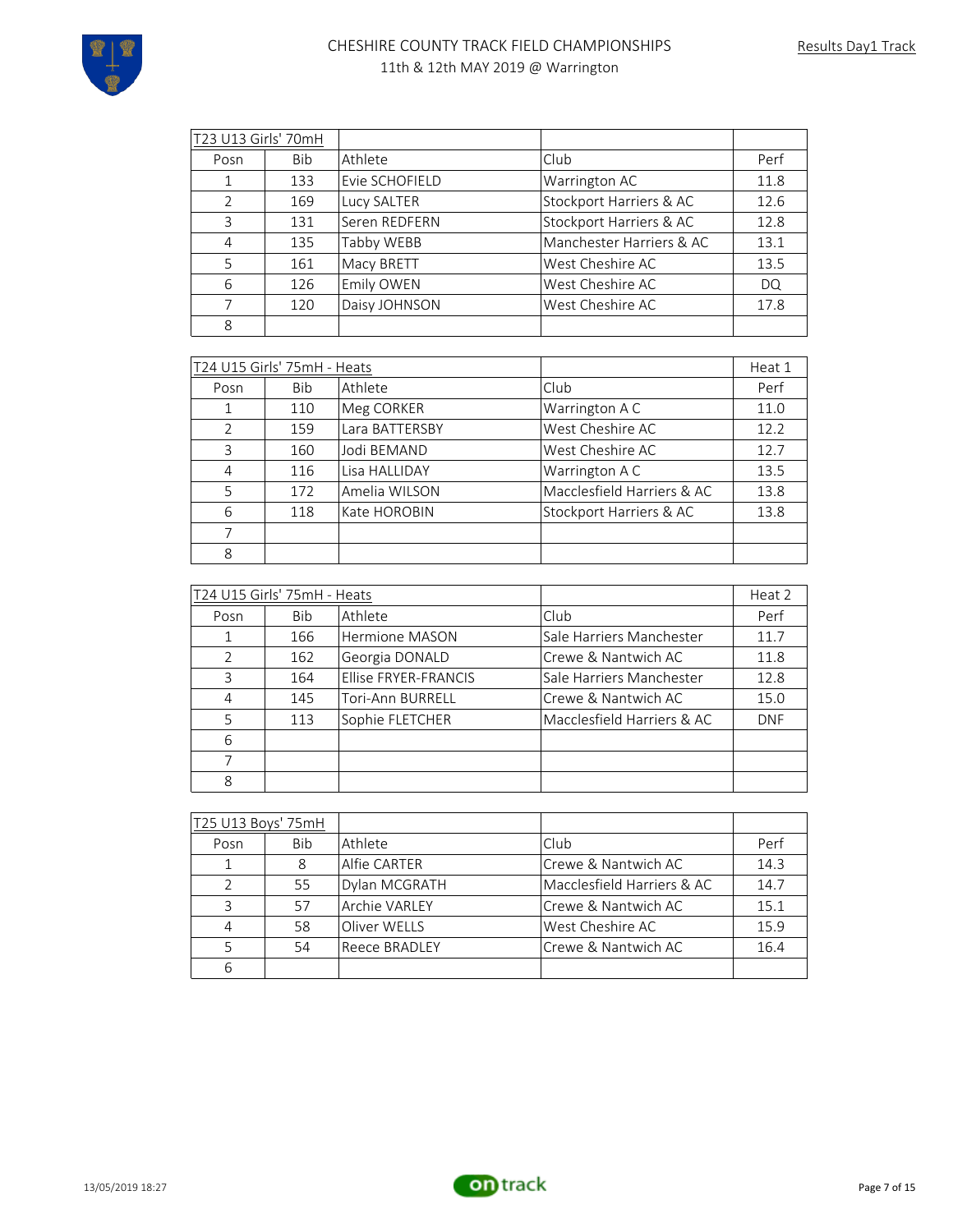# CHESHIRE COUNTY TRACK FIELD CHAMPIONSHIPS

11th & 12th MAY 2019 @ Warrington

Results Day1 Track

| T23 U13 Girls' 70mH | | | | |
|---|---|---|---|---|
| Posn | Bib | Athlete | Club | Perf |
| 1 | 133 | Evie SCHOFIELD | Warrington AC | 11.8 |
| 2 | 169 | Lucy SALTER | Stockport Harriers & AC | 12.6 |
| 3 | 131 | Seren REDFERN | Stockport Harriers & AC | 12.8 |
| 4 | 135 | Tabby WEBB | Manchester Harriers & AC | 13.1 |
| 5 | 161 | Macy BRETT | West Cheshire AC | 13.5 |
| 6 | 126 | Emily OWEN | West Cheshire AC | DQ |
| 7 | 120 | Daisy JOHNSON | West Cheshire AC | 17.8 |
| 8 | | | | |

| T24 U15 Girls' 75mH - Heats | | | | Heat 1 |
|---|---|---|---|---|
| Posn | Bib | Athlete | Club | Perf |
| 1 | 110 | Meg CORKER | Warrington A C | 11.0 |
| 2 | 159 | Lara BATTERSBY | West Cheshire AC | 12.2 |
| 3 | 160 | Jodi BEMAND | West Cheshire AC | 12.7 |
| 4 | 116 | Lisa HALLIDAY | Warrington A C | 13.5 |
| 5 | 172 | Amelia WILSON | Macclesfield Harriers & AC | 13.8 |
| 6 | 118 | Kate HOROBIN | Stockport Harriers & AC | 13.8 |
| 7 | | | | |
| 8 | | | | |

| T24 U15 Girls' 75mH - Heats | | | | Heat 2 |
|---|---|---|---|---|
| Posn | Bib | Athlete | Club | Perf |
| 1 | 166 | Hermione MASON | Sale Harriers Manchester | 11.7 |
| 2 | 162 | Georgia DONALD | Crewe & Nantwich AC | 11.8 |
| 3 | 164 | Ellise FRYER-FRANCIS | Sale Harriers Manchester | 12.8 |
| 4 | 145 | Tori-Ann BURRELL | Crewe & Nantwich AC | 15.0 |
| 5 | 113 | Sophie FLETCHER | Macclesfield Harriers & AC | DNF |
| 6 | | | | |
| 7 | | | | |
| 8 | | | | |

| T25 U13 Boys' 75mH | | | | |
|---|---|---|---|---|
| Posn | Bib | Athlete | Club | Perf |
| 1 | 8 | Alfie CARTER | Crewe & Nantwich AC | 14.3 |
| 2 | 55 | Dylan MCGRATH | Macclesfield Harriers & AC | 14.7 |
| 3 | 57 | Archie VARLEY | Crewe & Nantwich AC | 15.1 |
| 4 | 58 | Oliver WELLS | West Cheshire AC | 15.9 |
| 5 | 54 | Reece BRADLEY | Crewe & Nantwich AC | 16.4 |
| 6 | | | | |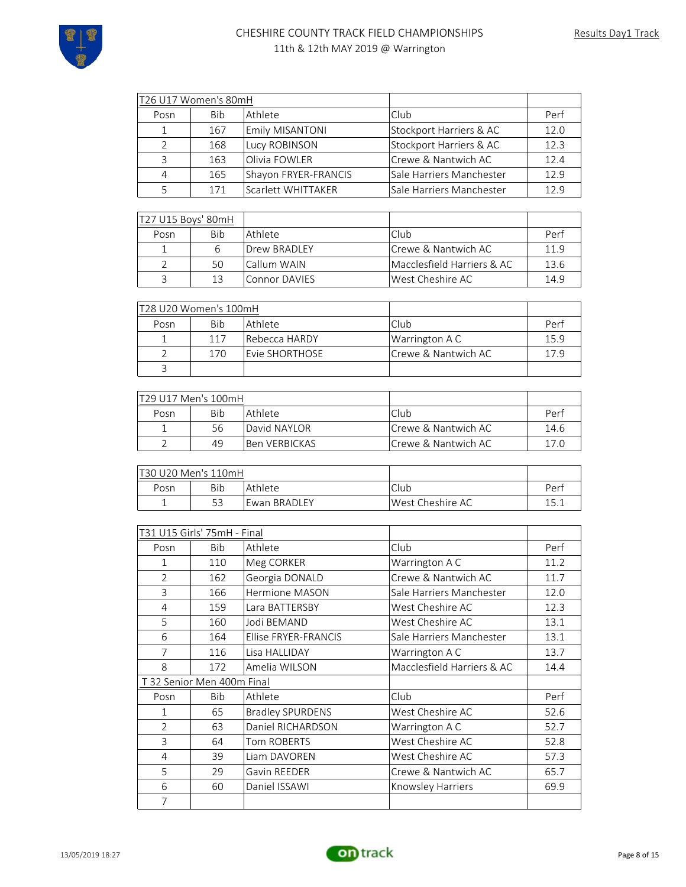# CHESHIRE COUNTY TRACK FIELD CHAMPIONSHIPS

11th & 12th MAY 2019 @ Warrington

Results Day1 Track

### T26 U17 Women's 80mH

| Posn | Bib | Athlete | Club | Perf |
|---|---|---|---|---|
| 1 | 167 | Emily MISANTONI | Stockport Harriers & AC | 12.0 |
| 2 | 168 | Lucy ROBINSON | Stockport Harriers & AC | 12.3 |
| 3 | 163 | Olivia FOWLER | Crewe & Nantwich AC | 12.4 |
| 4 | 165 | Shayon FRYER-FRANCIS | Sale Harriers Manchester | 12.9 |
| 5 | 171 | Scarlett WHITTAKER | Sale Harriers Manchester | 12.9 |

### T27 U15 Boys' 80mH

| Posn | Bib | Athlete | Club | Perf |
|---|---|---|---|---|
| 1 | 6 | Drew BRADLEY | Crewe & Nantwich AC | 11.9 |
| 2 | 50 | Callum WAIN | Macclesfield Harriers & AC | 13.6 |
| 3 | 13 | Connor DAVIES | West Cheshire AC | 14.9 |

### T28 U20 Women's 100mH

| Posn | Bib | Athlete | Club | Perf |
|---|---|---|---|---|
| 1 | 117 | Rebecca HARDY | Warrington A C | 15.9 |
| 2 | 170 | Evie SHORTHOSE | Crewe & Nantwich AC | 17.9 |
| 3 | | | | |

### T29 U17 Men's 100mH

| Posn | Bib | Athlete | Club | Perf |
|---|---|---|---|---|
| 1 | 56 | David NAYLOR | Crewe & Nantwich AC | 14.6 |
| 2 | 49 | Ben VERBICKAS | Crewe & Nantwich AC | 17.0 |

### T30 U20 Men's 110mH

| Posn | Bib | Athlete | Club | Perf |
|---|---|---|---|---|
| 1 | 53 | Ewan BRADLEY | West Cheshire AC | 15.1 |

### T31 U15 Girls' 75mH - Final

| Posn | Bib | Athlete | Club | Perf |
|---|---|---|---|---|
| 1 | 110 | Meg CORKER | Warrington A C | 11.2 |
| 2 | 162 | Georgia DONALD | Crewe & Nantwich AC | 11.7 |
| 3 | 166 | Hermione MASON | Sale Harriers Manchester | 12.0 |
| 4 | 159 | Lara BATTERSBY | West Cheshire AC | 12.3 |
| 5 | 160 | Jodi BEMAND | West Cheshire AC | 13.1 |
| 6 | 164 | Ellise FRYER-FRANCIS | Sale Harriers Manchester | 13.1 |
| 7 | 116 | Lisa HALLIDAY | Warrington A C | 13.7 |
| 8 | 172 | Amelia WILSON | Macclesfield Harriers & AC | 14.4 |

### T 32 Senior Men 400m Final

| Posn | Bib | Athlete | Club | Perf |
|---|---|---|---|---|
| 1 | 65 | Bradley SPURDENS | West Cheshire AC | 52.6 |
| 2 | 63 | Daniel RICHARDSON | Warrington A C | 52.7 |
| 3 | 64 | Tom ROBERTS | West Cheshire AC | 52.8 |
| 4 | 39 | Liam DAVOREN | West Cheshire AC | 57.3 |
| 5 | 29 | Gavin REEDER | Crewe & Nantwich AC | 65.7 |
| 6 | 60 | Daniel ISSAWI | Knowsley Harriers | 69.9 |
| 7 | | | | |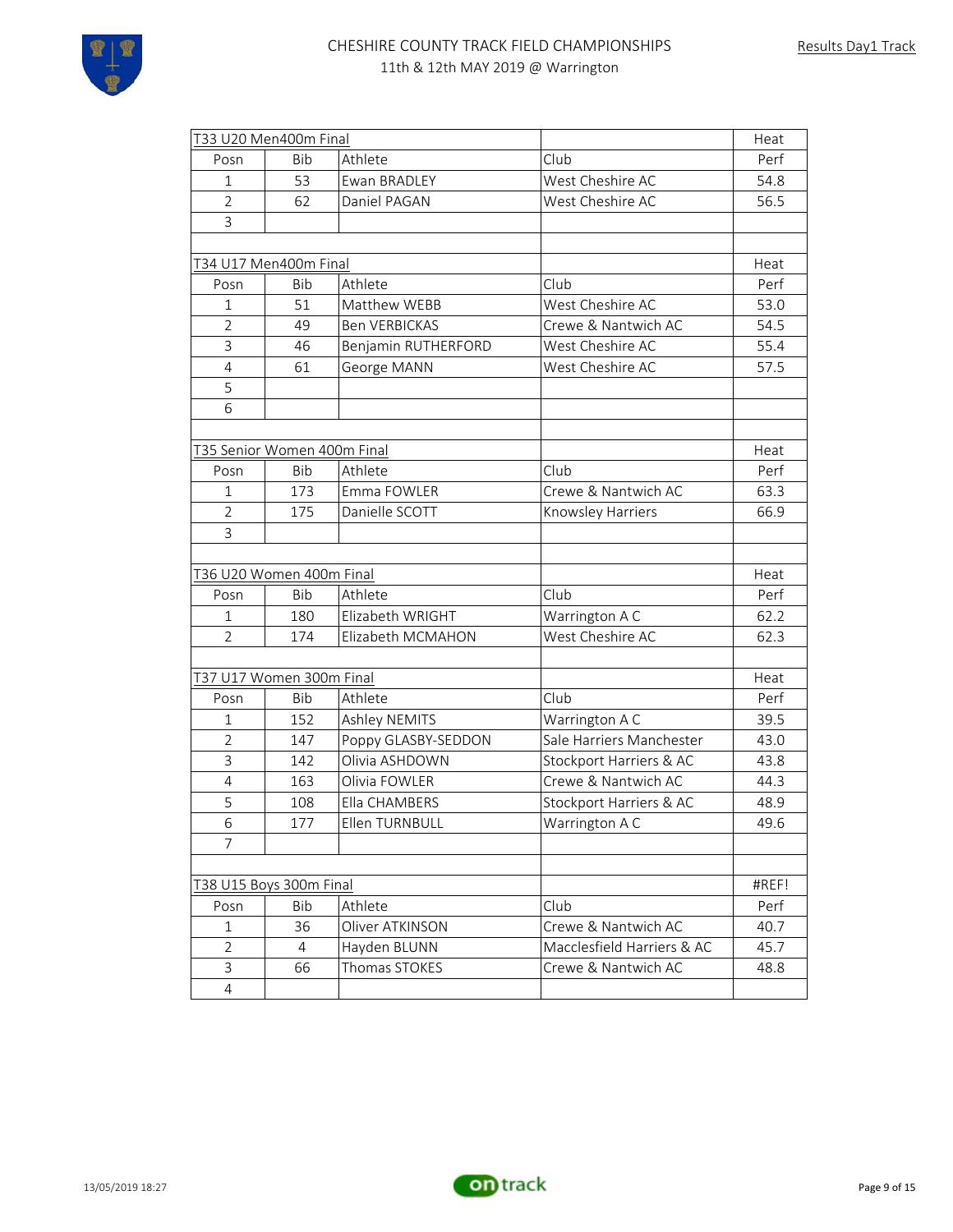CHESHIRE COUNTY TRACK FIELD CHAMPIONSHIPS

11th & 12th MAY 2019 @ Warrington

Results Day1 Track

| T33 U20 Men400m Final | | | | Heat |
|---|---|---|---|---|
| Posn | Bib | Athlete | Club | Perf |
| 1 | 53 | Ewan BRADLEY | West Cheshire AC | 54.8 |
| 2 | 62 | Daniel PAGAN | West Cheshire AC | 56.5 |
| 3 | | | | |

| T34 U17 Men400m Final | | | | Heat |
|---|---|---|---|---|
| Posn | Bib | Athlete | Club | Perf |
| 1 | 51 | Matthew WEBB | West Cheshire AC | 53.0 |
| 2 | 49 | Ben VERBICKAS | Crewe & Nantwich AC | 54.5 |
| 3 | 46 | Benjamin RUTHERFORD | West Cheshire AC | 55.4 |
| 4 | 61 | George MANN | West Cheshire AC | 57.5 |
| 5 | | | | |
| 6 | | | | |

| T35 Senior Women 400m Final | | | | Heat |
|---|---|---|---|---|
| Posn | Bib | Athlete | Club | Perf |
| 1 | 173 | Emma FOWLER | Crewe & Nantwich AC | 63.3 |
| 2 | 175 | Danielle SCOTT | Knowsley Harriers | 66.9 |
| 3 | | | | |

| T36 U20 Women 400m Final | | | | Heat |
|---|---|---|---|---|
| Posn | Bib | Athlete | Club | Perf |
| 1 | 180 | Elizabeth WRIGHT | Warrington A C | 62.2 |
| 2 | 174 | Elizabeth MCMAHON | West Cheshire AC | 62.3 |

| T37 U17 Women 300m Final | | | | Heat |
|---|---|---|---|---|
| Posn | Bib | Athlete | Club | Perf |
| 1 | 152 | Ashley NEMITS | Warrington A C | 39.5 |
| 2 | 147 | Poppy GLASBY-SEDDON | Sale Harriers Manchester | 43.0 |
| 3 | 142 | Olivia ASHDOWN | Stockport Harriers & AC | 43.8 |
| 4 | 163 | Olivia FOWLER | Crewe & Nantwich AC | 44.3 |
| 5 | 108 | Ella CHAMBERS | Stockport Harriers & AC | 48.9 |
| 6 | 177 | Ellen TURNBULL | Warrington A C | 49.6 |
| 7 | | | | |

| T38 U15 Boys 300m Final | | | | #REF! |
|---|---|---|---|---|
| Posn | Bib | Athlete | Club | Perf |
| 1 | 36 | Oliver ATKINSON | Crewe & Nantwich AC | 40.7 |
| 2 | 4 | Hayden BLUNN | Macclesfield Harriers & AC | 45.7 |
| 3 | 66 | Thomas STOKES | Crewe & Nantwich AC | 48.8 |
| 4 | | | | |

13/05/2019 18:27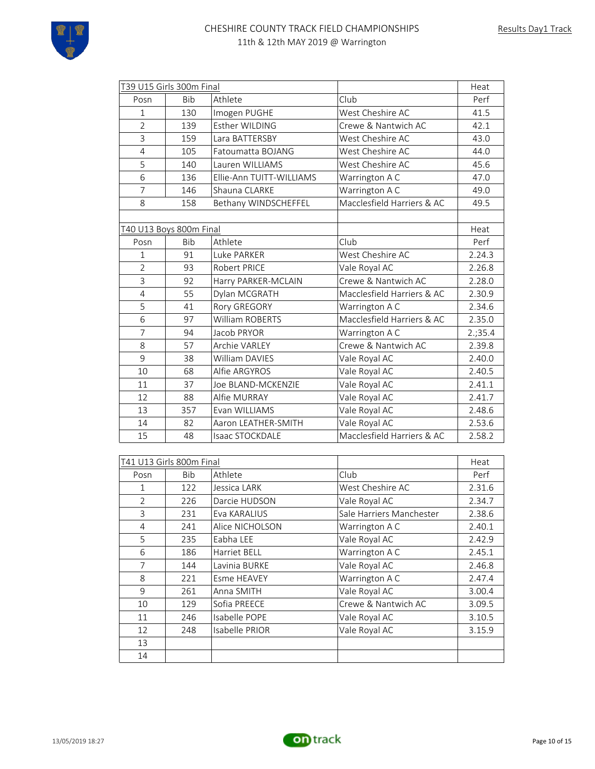CHESHIRE COUNTY TRACK FIELD CHAMPIONSHIPS
11th & 12th MAY 2019 @ Warrington

Results Day1 Track

| T39 U15 Girls 300m Final | | | | Heat |
|---|---|---|---|---|
| Posn | Bib | Athlete | Club | Perf |
| 1 | 130 | Imogen PUGHE | West Cheshire AC | 41.5 |
| 2 | 139 | Esther WILDING | Crewe & Nantwich AC | 42.1 |
| 3 | 159 | Lara BATTERSBY | West Cheshire AC | 43.0 |
| 4 | 105 | Fatoumatta BOJANG | West Cheshire AC | 44.0 |
| 5 | 140 | Lauren WILLIAMS | West Cheshire AC | 45.6 |
| 6 | 136 | Ellie-Ann TUITT-WILLIAMS | Warrington A C | 47.0 |
| 7 | 146 | Shauna CLARKE | Warrington A C | 49.0 |
| 8 | 158 | Bethany WINDSCHEFFEL | Macclesfield Harriers & AC | 49.5 |

| T40 U13 Boys 800m Final | | | | Heat |
|---|---|---|---|---|
| Posn | Bib | Athlete | Club | Perf |
| 1 | 91 | Luke PARKER | West Cheshire AC | 2.24.3 |
| 2 | 93 | Robert PRICE | Vale Royal AC | 2.26.8 |
| 3 | 92 | Harry PARKER-MCLAIN | Crewe & Nantwich AC | 2.28.0 |
| 4 | 55 | Dylan MCGRATH | Macclesfield Harriers & AC | 2.30.9 |
| 5 | 41 | Rory GREGORY | Warrington A C | 2.34.6 |
| 6 | 97 | William ROBERTS | Macclesfield Harriers & AC | 2.35.0 |
| 7 | 94 | Jacob PRYOR | Warrington A C | 2.;35.4 |
| 8 | 57 | Archie VARLEY | Crewe & Nantwich AC | 2.39.8 |
| 9 | 38 | William DAVIES | Vale Royal AC | 2.40.0 |
| 10 | 68 | Alfie ARGYROS | Vale Royal AC | 2.40.5 |
| 11 | 37 | Joe BLAND-MCKENZIE | Vale Royal AC | 2.41.1 |
| 12 | 88 | Alfie MURRAY | Vale Royal AC | 2.41.7 |
| 13 | 357 | Evan WILLIAMS | Vale Royal AC | 2.48.6 |
| 14 | 82 | Aaron LEATHER-SMITH | Vale Royal AC | 2.53.6 |
| 15 | 48 | Isaac STOCKDALE | Macclesfield Harriers & AC | 2.58.2 |

| T41 U13 Girls 800m Final | | | | Heat |
|---|---|---|---|---|
| Posn | Bib | Athlete | Club | Perf |
| 1 | 122 | Jessica LARK | West Cheshire AC | 2.31.6 |
| 2 | 226 | Darcie HUDSON | Vale Royal AC | 2.34.7 |
| 3 | 231 | Eva KARALIUS | Sale Harriers Manchester | 2.38.6 |
| 4 | 241 | Alice NICHOLSON | Warrington A C | 2.40.1 |
| 5 | 235 | Eabha LEE | Vale Royal AC | 2.42.9 |
| 6 | 186 | Harriet BELL | Warrington A C | 2.45.1 |
| 7 | 144 | Lavinia BURKE | Vale Royal AC | 2.46.8 |
| 8 | 221 | Esme HEAVEY | Warrington A C | 2.47.4 |
| 9 | 261 | Anna SMITH | Vale Royal AC | 3.00.4 |
| 10 | 129 | Sofia PREECE | Crewe & Nantwich AC | 3.09.5 |
| 11 | 246 | Isabelle POPE | Vale Royal AC | 3.10.5 |
| 12 | 248 | Isabelle PRIOR | Vale Royal AC | 3.15.9 |
| 13 | | | | |
| 14 | | | | |

13/05/2019 18:27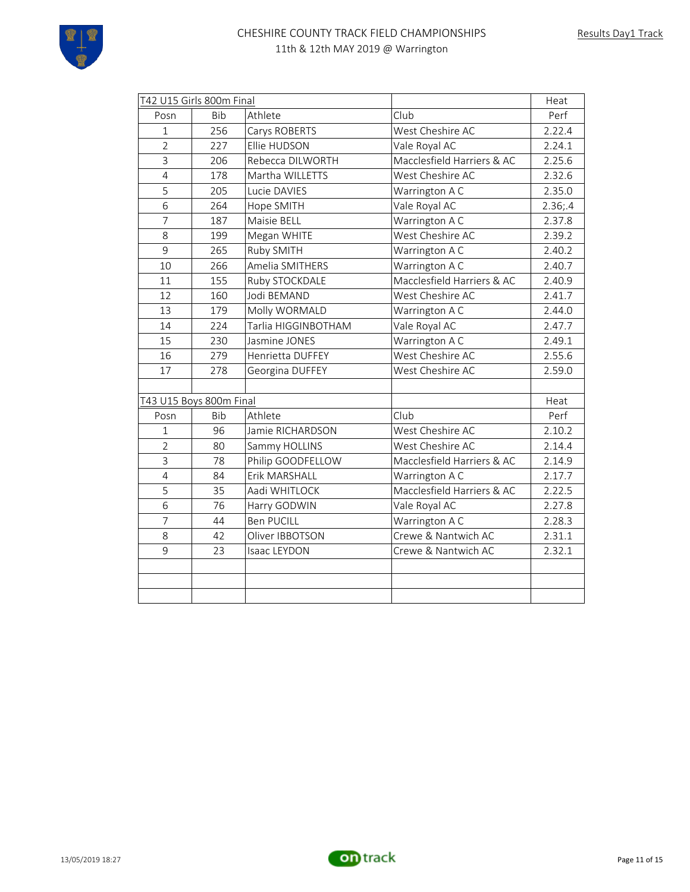# CHESHIRE COUNTY TRACK FIELD CHAMPIONSHIPS

11th & 12th MAY 2019 @ Warrington

Results Day1 Track

| T42 U15 Girls 800m Final | | | | Heat |
|---|---|---|---|---|
| Posn | Bib | Athlete | Club | Perf |
| 1 | 256 | Carys ROBERTS | West Cheshire AC | 2.22.4 |
| 2 | 227 | Ellie HUDSON | Vale Royal AC | 2.24.1 |
| 3 | 206 | Rebecca DILWORTH | Macclesfield Harriers & AC | 2.25.6 |
| 4 | 178 | Martha WILLETTS | West Cheshire AC | 2.32.6 |
| 5 | 205 | Lucie DAVIES | Warrington A C | 2.35.0 |
| 6 | 264 | Hope SMITH | Vale Royal AC | 2.36;.4 |
| 7 | 187 | Maisie BELL | Warrington A C | 2.37.8 |
| 8 | 199 | Megan WHITE | West Cheshire AC | 2.39.2 |
| 9 | 265 | Ruby SMITH | Warrington A C | 2.40.2 |
| 10 | 266 | Amelia SMITHERS | Warrington A C | 2.40.7 |
| 11 | 155 | Ruby STOCKDALE | Macclesfield Harriers & AC | 2.40.9 |
| 12 | 160 | Jodi BEMAND | West Cheshire AC | 2.41.7 |
| 13 | 179 | Molly WORMALD | Warrington A C | 2.44.0 |
| 14 | 224 | Tarlia HIGGINBOTHAM | Vale Royal AC | 2.47.7 |
| 15 | 230 | Jasmine JONES | Warrington A C | 2.49.1 |
| 16 | 279 | Henrietta DUFFEY | West Cheshire AC | 2.55.6 |
| 17 | 278 | Georgina DUFFEY | West Cheshire AC | 2.59.0 |

| T43 U15 Boys 800m Final | | | | Heat |
|---|---|---|---|---|
| Posn | Bib | Athlete | Club | Perf |
| 1 | 96 | Jamie RICHARDSON | West Cheshire AC | 2.10.2 |
| 2 | 80 | Sammy HOLLINS | West Cheshire AC | 2.14.4 |
| 3 | 78 | Philip GOODFELLOW | Macclesfield Harriers & AC | 2.14.9 |
| 4 | 84 | Erik MARSHALL | Warrington A C | 2.17.7 |
| 5 | 35 | Aadi WHITLOCK | Macclesfield Harriers & AC | 2.22.5 |
| 6 | 76 | Harry GODWIN | Vale Royal AC | 2.27.8 |
| 7 | 44 | Ben PUCILL | Warrington A C | 2.28.3 |
| 8 | 42 | Oliver IBBOTSON | Crewe & Nantwich AC | 2.31.1 |
| 9 | 23 | Isaac LEYDON | Crewe & Nantwich AC | 2.32.1 |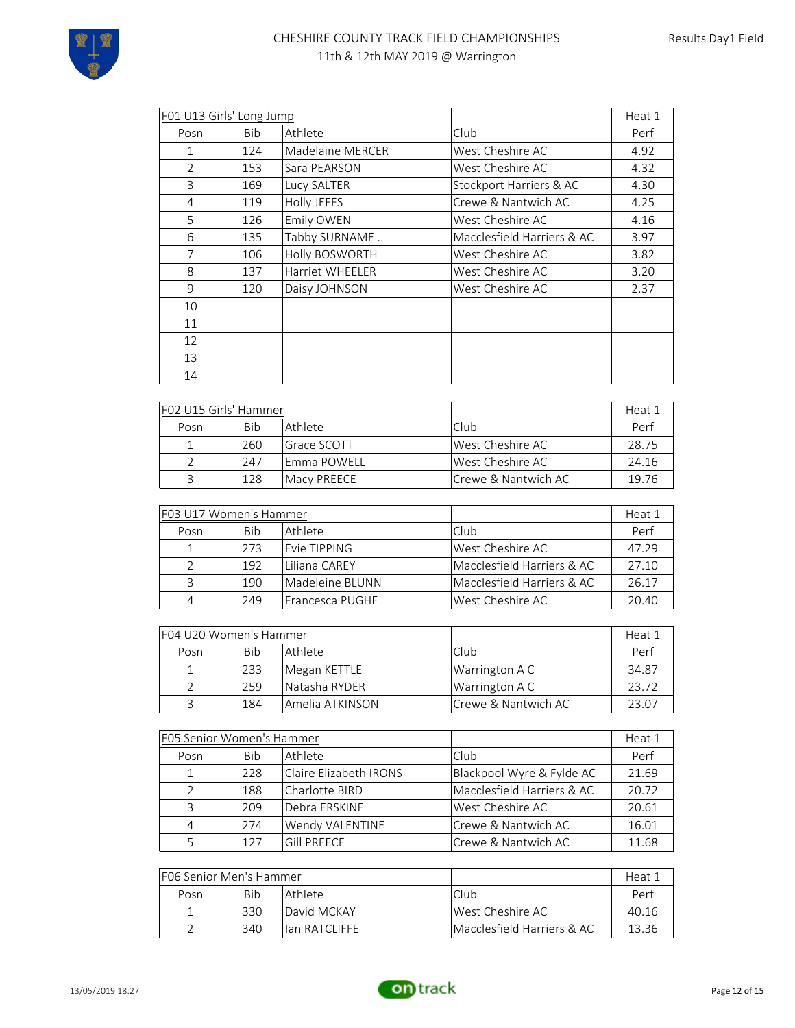# CHESHIRE COUNTY TRACK FIELD CHAMPIONSHIPS

11th & 12th MAY 2019 @ Warrington

Results Day1 Field

| F01 U13 Girls' Long Jump | | | | Heat 1 |
|---|---|---|---|---|
| Posn | Bib | Athlete | Club | Perf |
| 1 | 124 | Madelaine MERCER | West Cheshire AC | 4.92 |
| 2 | 153 | Sara PEARSON | West Cheshire AC | 4.32 |
| 3 | 169 | Lucy SALTER | Stockport Harriers & AC | 4.30 |
| 4 | 119 | Holly JEFFS | Crewe & Nantwich AC | 4.25 |
| 5 | 126 | Emily OWEN | West Cheshire AC | 4.16 |
| 6 | 135 | Tabby SURNAME .. | Macclesfield Harriers & AC | 3.97 |
| 7 | 106 | Holly BOSWORTH | West Cheshire AC | 3.82 |
| 8 | 137 | Harriet WHEELER | West Cheshire AC | 3.20 |
| 9 | 120 | Daisy JOHNSON | West Cheshire AC | 2.37 |
| 10 | | | | |
| 11 | | | | |
| 12 | | | | |
| 13 | | | | |
| 14 | | | | |

| F02 U15 Girls' Hammer | | | | Heat 1 |
|---|---|---|---|---|
| Posn | Bib | Athlete | Club | Perf |
| 1 | 260 | Grace SCOTT | West Cheshire AC | 28.75 |
| 2 | 247 | Emma POWELL | West Cheshire AC | 24.16 |
| 3 | 128 | Macy PREECE | Crewe & Nantwich AC | 19.76 |

| F03 U17 Women's Hammer | | | | Heat 1 |
|---|---|---|---|---|
| Posn | Bib | Athlete | Club | Perf |
| 1 | 273 | Evie TIPPING | West Cheshire AC | 47.29 |
| 2 | 192 | Liliana CAREY | Macclesfield Harriers & AC | 27.10 |
| 3 | 190 | Madeleine BLUNN | Macclesfield Harriers & AC | 26.17 |
| 4 | 249 | Francesca PUGHE | West Cheshire AC | 20.40 |

| F04 U20 Women's Hammer | | | | Heat 1 |
|---|---|---|---|---|
| Posn | Bib | Athlete | Club | Perf |
| 1 | 233 | Megan KETTLE | Warrington A C | 34.87 |
| 2 | 259 | Natasha RYDER | Warrington A C | 23.72 |
| 3 | 184 | Amelia ATKINSON | Crewe & Nantwich AC | 23.07 |

| F05 Senior Women's Hammer | | | | Heat 1 |
|---|---|---|---|---|
| Posn | Bib | Athlete | Club | Perf |
| 1 | 228 | Claire Elizabeth IRONS | Blackpool Wyre & Fylde AC | 21.69 |
| 2 | 188 | Charlotte BIRD | Macclesfield Harriers & AC | 20.72 |
| 3 | 209 | Debra ERSKINE | West Cheshire AC | 20.61 |
| 4 | 274 | Wendy VALENTINE | Crewe & Nantwich AC | 16.01 |
| 5 | 127 | Gill PREECE | Crewe & Nantwich AC | 11.68 |

| F06 Senior Men's Hammer | | | | Heat 1 |
|---|---|---|---|---|
| Posn | Bib | Athlete | Club | Perf |
| 1 | 330 | David MCKAY | West Cheshire AC | 40.16 |
| 2 | 340 | Ian RATCLIFFE | Macclesfield Harriers & AC | 13.36 |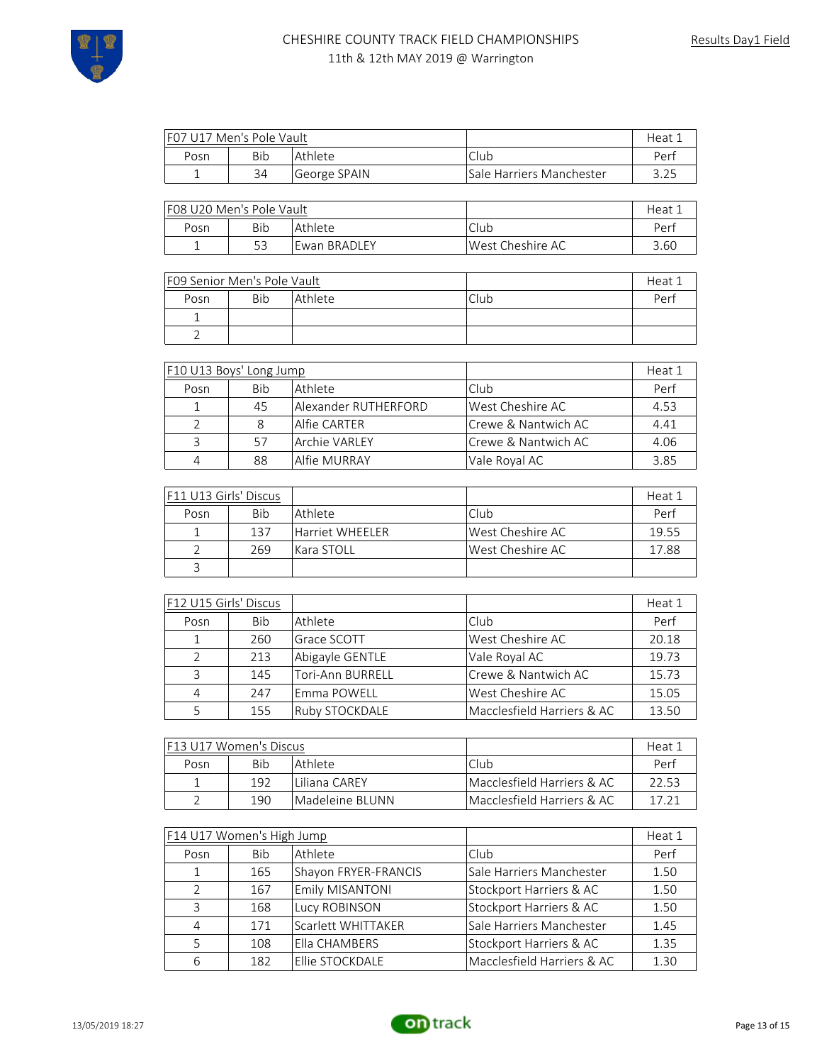# CHESHIRE COUNTY TRACK FIELD CHAMPIONSHIPS

11th & 12th MAY 2019 @ Warrington

Results Day1 Field

| F07 U17 Men's Pole Vault | | | | Heat 1 |
|---|---|---|---|---|
| Posn | Bib | Athlete | Club | Perf |
| 1 | 34 | George SPAIN | Sale Harriers Manchester | 3.25 |

| F08 U20 Men's Pole Vault | | | | Heat 1 |
|---|---|---|---|---|
| Posn | Bib | Athlete | Club | Perf |
| 1 | 53 | Ewan BRADLEY | West Cheshire AC | 3.60 |

| F09 Senior Men's Pole Vault | | | | Heat 1 |
|---|---|---|---|---|
| Posn | Bib | Athlete | Club | Perf |
| 1 | | | | |
| 2 | | | | |

| F10 U13 Boys' Long Jump | | | | Heat 1 |
|---|---|---|---|---|
| Posn | Bib | Athlete | Club | Perf |
| 1 | 45 | Alexander RUTHERFORD | West Cheshire AC | 4.53 |
| 2 | 8 | Alfie CARTER | Crewe & Nantwich AC | 4.41 |
| 3 | 57 | Archie VARLEY | Crewe & Nantwich AC | 4.06 |
| 4 | 88 | Alfie MURRAY | Vale Royal AC | 3.85 |

| F11 U13 Girls' Discus | | | | Heat 1 |
|---|---|---|---|---|
| Posn | Bib | Athlete | Club | Perf |
| 1 | 137 | Harriet WHEELER | West Cheshire AC | 19.55 |
| 2 | 269 | Kara STOLL | West Cheshire AC | 17.88 |
| 3 | | | | |

| F12 U15 Girls' Discus | | | | Heat 1 |
|---|---|---|---|---|
| Posn | Bib | Athlete | Club | Perf |
| 1 | 260 | Grace SCOTT | West Cheshire AC | 20.18 |
| 2 | 213 | Abigayle GENTLE | Vale Royal AC | 19.73 |
| 3 | 145 | Tori-Ann BURRELL | Crewe & Nantwich AC | 15.73 |
| 4 | 247 | Emma POWELL | West Cheshire AC | 15.05 |
| 5 | 155 | Ruby STOCKDALE | Macclesfield Harriers & AC | 13.50 |

| F13 U17 Women's Discus | | | | Heat 1 |
|---|---|---|---|---|
| Posn | Bib | Athlete | Club | Perf |
| 1 | 192 | Liliana CAREY | Macclesfield Harriers & AC | 22.53 |
| 2 | 190 | Madeleine BLUNN | Macclesfield Harriers & AC | 17.21 |

| F14 U17 Women's High Jump | | | | Heat 1 |
|---|---|---|---|---|
| Posn | Bib | Athlete | Club | Perf |
| 1 | 165 | Shayon FRYER-FRANCIS | Sale Harriers Manchester | 1.50 |
| 2 | 167 | Emily MISANTONI | Stockport Harriers & AC | 1.50 |
| 3 | 168 | Lucy ROBINSON | Stockport Harriers & AC | 1.50 |
| 4 | 171 | Scarlett WHITTAKER | Sale Harriers Manchester | 1.45 |
| 5 | 108 | Ella CHAMBERS | Stockport Harriers & AC | 1.35 |
| 6 | 182 | Ellie STOCKDALE | Macclesfield Harriers & AC | 1.30 |

13/05/2019 18:27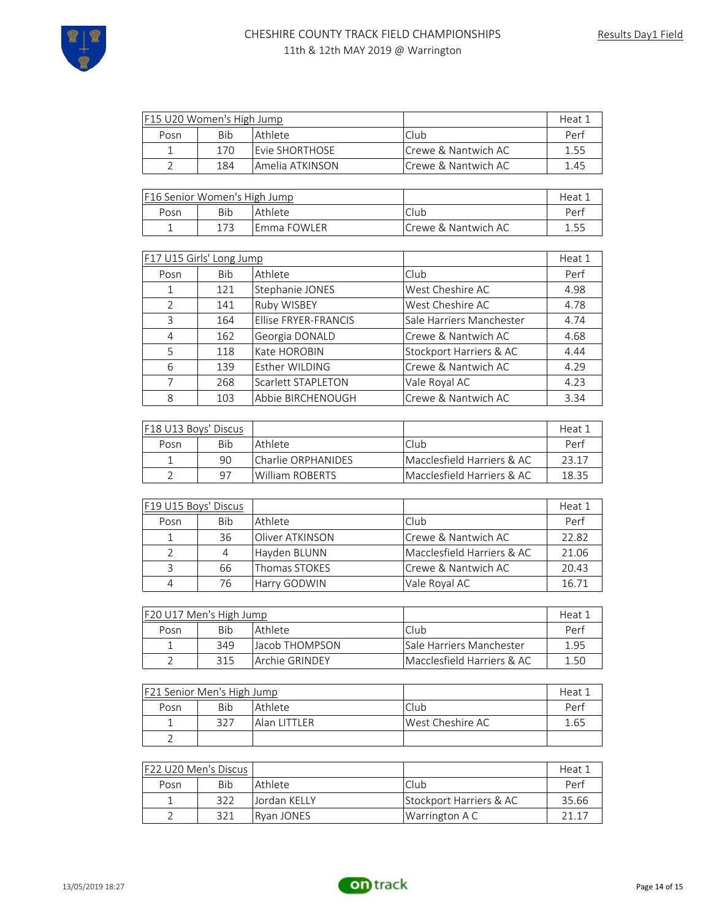# CHESHIRE COUNTY TRACK FIELD CHAMPIONSHIPS

11th & 12th MAY 2019 @ Warrington

Results Day1 Field

| F15 U20 Women's High Jump | | | | Heat 1 |
|---|---|---|---|---|
| Posn | Bib | Athlete | Club | Perf |
| 1 | 170 | Evie SHORTHOSE | Crewe & Nantwich AC | 1.55 |
| 2 | 184 | Amelia ATKINSON | Crewe & Nantwich AC | 1.45 |

| F16 Senior Women's High Jump | | | | Heat 1 |
|---|---|---|---|---|
| Posn | Bib | Athlete | Club | Perf |
| 1 | 173 | Emma FOWLER | Crewe & Nantwich AC | 1.55 |

| F17 U15 Girls' Long Jump | | | | Heat 1 |
|---|---|---|---|---|
| Posn | Bib | Athlete | Club | Perf |
| 1 | 121 | Stephanie JONES | West Cheshire AC | 4.98 |
| 2 | 141 | Ruby WISBEY | West Cheshire AC | 4.78 |
| 3 | 164 | Ellise FRYER-FRANCIS | Sale Harriers Manchester | 4.74 |
| 4 | 162 | Georgia DONALD | Crewe & Nantwich AC | 4.68 |
| 5 | 118 | Kate HOROBIN | Stockport Harriers & AC | 4.44 |
| 6 | 139 | Esther WILDING | Crewe & Nantwich AC | 4.29 |
| 7 | 268 | Scarlett STAPLETON | Vale Royal AC | 4.23 |
| 8 | 103 | Abbie BIRCHENOUGH | Crewe & Nantwich AC | 3.34 |

| F18 U13 Boys' Discus | | | | Heat 1 |
|---|---|---|---|---|
| Posn | Bib | Athlete | Club | Perf |
| 1 | 90 | Charlie ORPHANIDES | Macclesfield Harriers & AC | 23.17 |
| 2 | 97 | William ROBERTS | Macclesfield Harriers & AC | 18.35 |

| F19 U15 Boys' Discus | | | | Heat 1 |
|---|---|---|---|---|
| Posn | Bib | Athlete | Club | Perf |
| 1 | 36 | Oliver ATKINSON | Crewe & Nantwich AC | 22.82 |
| 2 | 4 | Hayden BLUNN | Macclesfield Harriers & AC | 21.06 |
| 3 | 66 | Thomas STOKES | Crewe & Nantwich AC | 20.43 |
| 4 | 76 | Harry GODWIN | Vale Royal AC | 16.71 |

| F20 U17 Men's High Jump | | | | Heat 1 |
|---|---|---|---|---|
| Posn | Bib | Athlete | Club | Perf |
| 1 | 349 | Jacob THOMPSON | Sale Harriers Manchester | 1.95 |
| 2 | 315 | Archie GRINDEY | Macclesfield Harriers & AC | 1.50 |

| F21 Senior Men's High Jump | | | | Heat 1 |
|---|---|---|---|---|
| Posn | Bib | Athlete | Club | Perf |
| 1 | 327 | Alan LITTLER | West Cheshire AC | 1.65 |
| 2 | | | | |

| F22 U20 Men's Discus | | | | Heat 1 |
|---|---|---|---|---|
| Posn | Bib | Athlete | Club | Perf |
| 1 | 322 | Jordan KELLY | Stockport Harriers & AC | 35.66 |
| 2 | 321 | Ryan JONES | Warrington A C | 21.17 |

13/05/2019 18:27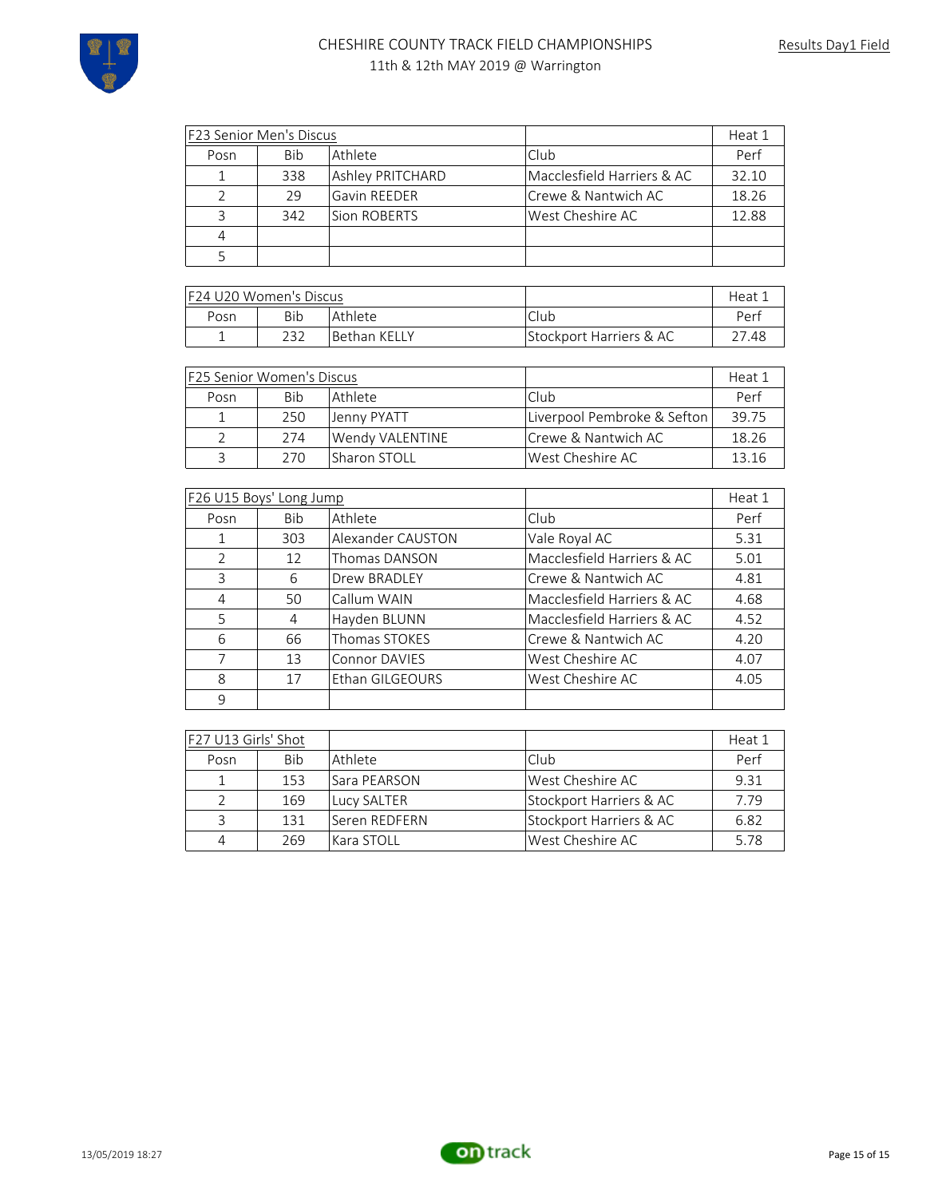# CHESHIRE COUNTY TRACK FIELD CHAMPIONSHIPS

11th & 12th MAY 2019 @ Warrington

Results Day1 Field

| F23 Senior Men's Discus | | | | Heat 1 |
|---|---|---|---|---|
| Posn | Bib | Athlete | Club | Perf |
| 1 | 338 | Ashley PRITCHARD | Macclesfield Harriers & AC | 32.10 |
| 2 | 29 | Gavin REEDER | Crewe & Nantwich AC | 18.26 |
| 3 | 342 | Sion ROBERTS | West Cheshire AC | 12.88 |
| 4 | | | | |
| 5 | | | | |

| F24 U20 Women's Discus | | | | Heat 1 |
|---|---|---|---|---|
| Posn | Bib | Athlete | Club | Perf |
| 1 | 232 | Bethan KELLY | Stockport Harriers & AC | 27.48 |

| F25 Senior Women's Discus | | | | Heat 1 |
|---|---|---|---|---|
| Posn | Bib | Athlete | Club | Perf |
| 1 | 250 | Jenny PYATT | Liverpool Pembroke & Sefton | 39.75 |
| 2 | 274 | Wendy VALENTINE | Crewe & Nantwich AC | 18.26 |
| 3 | 270 | Sharon STOLL | West Cheshire AC | 13.16 |

| F26 U15 Boys' Long Jump | | | | Heat 1 |
|---|---|---|---|---|
| Posn | Bib | Athlete | Club | Perf |
| 1 | 303 | Alexander CAUSTON | Vale Royal AC | 5.31 |
| 2 | 12 | Thomas DANSON | Macclesfield Harriers & AC | 5.01 |
| 3 | 6 | Drew BRADLEY | Crewe & Nantwich AC | 4.81 |
| 4 | 50 | Callum WAIN | Macclesfield Harriers & AC | 4.68 |
| 5 | 4 | Hayden BLUNN | Macclesfield Harriers & AC | 4.52 |
| 6 | 66 | Thomas STOKES | Crewe & Nantwich AC | 4.20 |
| 7 | 13 | Connor DAVIES | West Cheshire AC | 4.07 |
| 8 | 17 | Ethan GILGEOURS | West Cheshire AC | 4.05 |
| 9 | | | | |

| F27 U13 Girls' Shot | | | | Heat 1 |
|---|---|---|---|---|
| Posn | Bib | Athlete | Club | Perf |
| 1 | 153 | Sara PEARSON | West Cheshire AC | 9.31 |
| 2 | 169 | Lucy SALTER | Stockport Harriers & AC | 7.79 |
| 3 | 131 | Seren REDFERN | Stockport Harriers & AC | 6.82 |
| 4 | 269 | Kara STOLL | West Cheshire AC | 5.78 |

13/05/2019 18:27